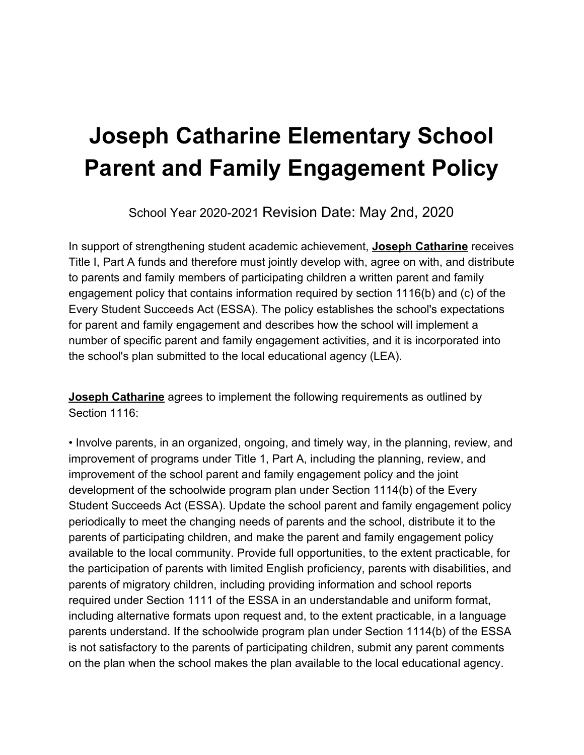# Joseph Catharine Elementary School Parent and Family Engagement Policy

School Year 2020-2021 Revision Date: May 2nd, 2020

In support of strengthening student academic achievement, **Joseph Catharine** receives Title I, Part A funds and therefore must jointly develop with, agree on with, and distribute to parents and family members of participating children a written parent and family engagement policy that contains information required by section 1116(b) and (c) of the Every Student Succeeds Act (ESSA). The policy establishes the school's expectations for parent and family engagement and describes how the school will implement a number of specific parent and family engagement activities, and it is incorporated into the school's plan submitted to the local educational agency (LEA).

**Joseph Catharine** agrees to implement the following requirements as outlined by Section 1116:

- Involve parents, in an organized, ongoing, and timely way, in the planning, review, and improvement of programs under Title 1, Part A, including the planning, review, and improvement of the school parent and family engagement policy and the joint development of the schoolwide program plan under Section 1114(b) of the Every Student Succeeds Act (ESSA). Update the school parent and family engagement policy periodically to meet the changing needs of parents and the school, distribute it to the parents of participating children, and make the parent and family engagement policy available to the local community. Provide full opportunities, to the extent practicable, for the participation of parents with limited English proficiency, parents with disabilities, and parents of migratory children, including providing information and school reports required under Section 1111 of the ESSA in an understandable and uniform format, including alternative formats upon request and, to the extent practicable, in a language parents understand. If the schoolwide program plan under Section 1114(b) of the ESSA is not satisfactory to the parents of participating children, submit any parent comments on the plan when the school makes the plan available to the local educational agency.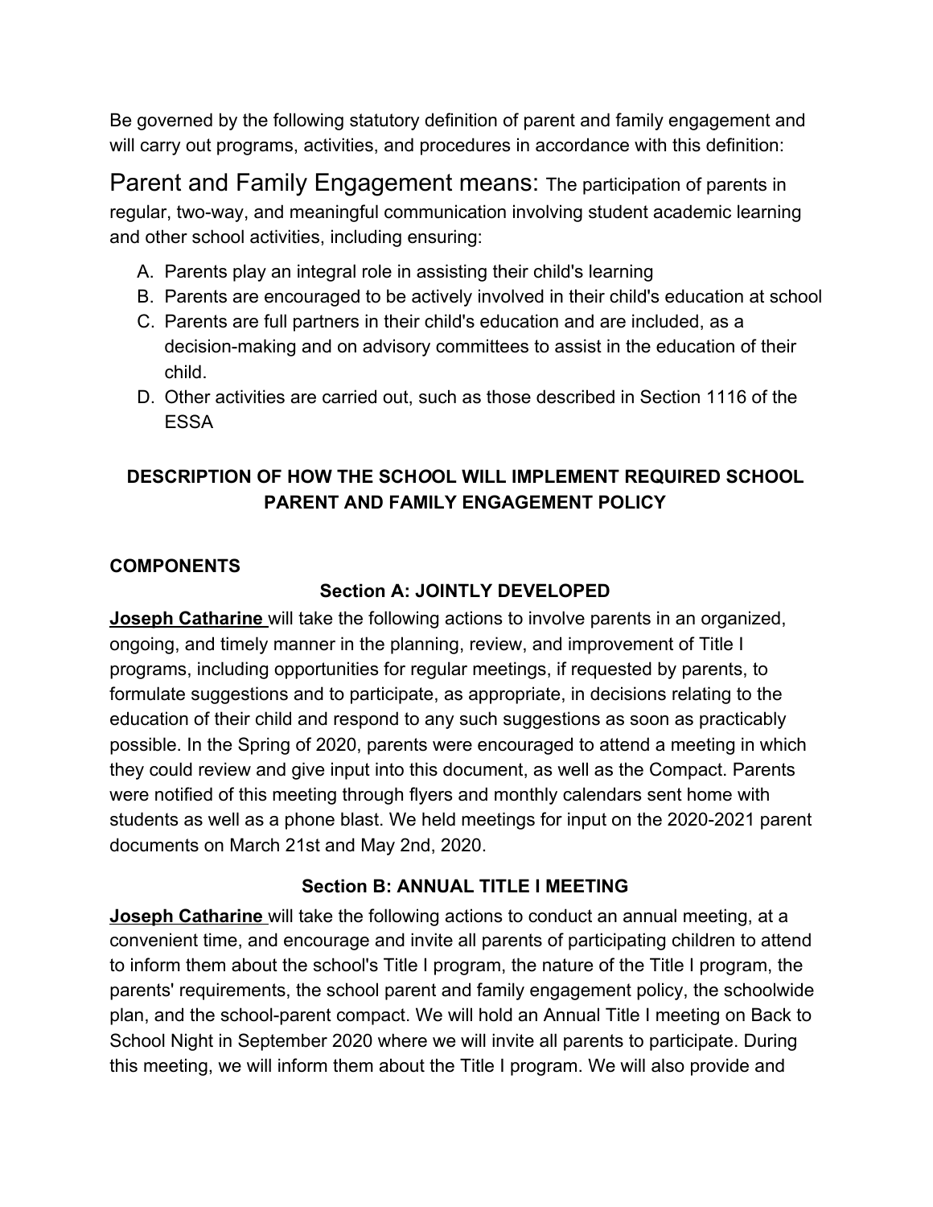Be governed by the following statutory definition of parent and family engagement and will carry out programs, activities, and procedures in accordance with this definition:

Parent and Family Engagement means: The participation of parents in regular, two-way, and meaningful communication involving student academic learning and other school activities, including ensuring:

A. Parents play an integral role in assisting their child's learning
B. Parents are encouraged to be actively involved in their child's education at school
C. Parents are full partners in their child's education and are included, as a decision-making and on advisory committees to assist in the education of their child.
D. Other activities are carried out, such as those described in Section 1116 of the ESSA

**DESCRIPTION OF HOW THE SCHOOL WILL IMPLEMENT REQUIRED SCHOOL PARENT AND FAMILY ENGAGEMENT POLICY**

**COMPONENTS**

**Section A: JOINTLY DEVELOPED**

**Joseph Catharine** will take the following actions to involve parents in an organized, ongoing, and timely manner in the planning, review, and improvement of Title I programs, including opportunities for regular meetings, if requested by parents, to formulate suggestions and to participate, as appropriate, in decisions relating to the education of their child and respond to any such suggestions as soon as practicably possible. In the Spring of 2020, parents were encouraged to attend a meeting in which they could review and give input into this document, as well as the Compact. Parents were notified of this meeting through flyers and monthly calendars sent home with students as well as a phone blast. We held meetings for input on the 2020-2021 parent documents on March 21st and May 2nd, 2020.

**Section B: ANNUAL TITLE I MEETING**

**Joseph Catharine** will take the following actions to conduct an annual meeting, at a convenient time, and encourage and invite all parents of participating children to attend to inform them about the school's Title I program, the nature of the Title I program, the parents' requirements, the school parent and family engagement policy, the schoolwide plan, and the school-parent compact. We will hold an Annual Title I meeting on Back to School Night in September 2020 where we will invite all parents to participate. During this meeting, we will inform them about the Title I program. We will also provide and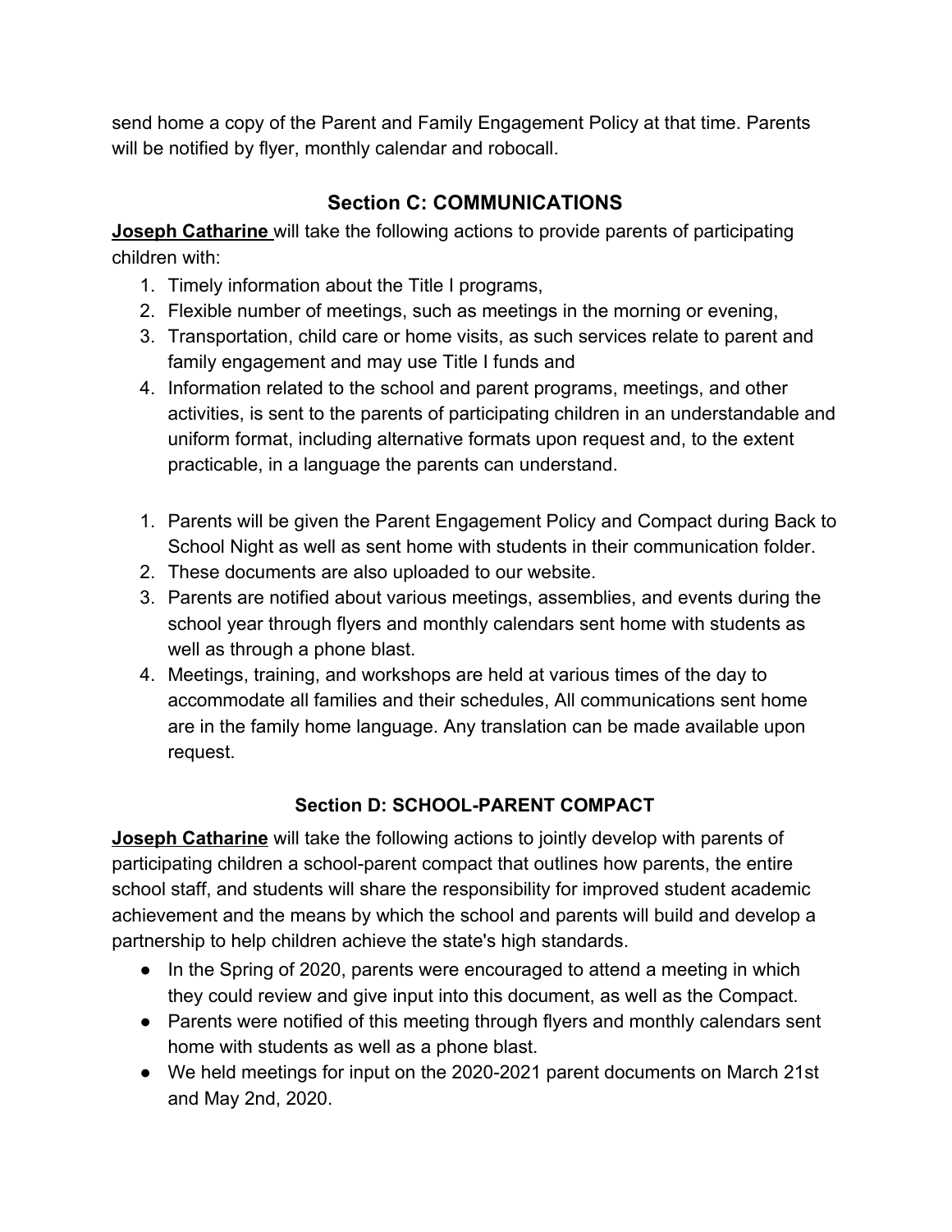send home a copy of the Parent and Family Engagement Policy at that time. Parents will be notified by flyer, monthly calendar and robocall.

## Section C: COMMUNICATIONS

**Joseph Catharine** will take the following actions to provide parents of participating children with:

1. Timely information about the Title I programs,
2. Flexible number of meetings, such as meetings in the morning or evening,
3. Transportation, child care or home visits, as such services relate to parent and family engagement and may use Title I funds and
4. Information related to the school and parent programs, meetings, and other activities, is sent to the parents of participating children in an understandable and uniform format, including alternative formats upon request and, to the extent practicable, in a language the parents can understand.

1. Parents will be given the Parent Engagement Policy and Compact during Back to School Night as well as sent home with students in their communication folder.
2. These documents are also uploaded to our website.
3. Parents are notified about various meetings, assemblies, and events during the school year through flyers and monthly calendars sent home with students as well as through a phone blast.
4. Meetings, training, and workshops are held at various times of the day to accommodate all families and their schedules, All communications sent home are in the family home language. Any translation can be made available upon request.

## Section D: SCHOOL-PARENT COMPACT

**Joseph Catharine** will take the following actions to jointly develop with parents of participating children a school-parent compact that outlines how parents, the entire school staff, and students will share the responsibility for improved student academic achievement and the means by which the school and parents will build and develop a partnership to help children achieve the state's high standards.

- In the Spring of 2020, parents were encouraged to attend a meeting in which they could review and give input into this document, as well as the Compact.
- Parents were notified of this meeting through flyers and monthly calendars sent home with students as well as a phone blast.
- We held meetings for input on the 2020-2021 parent documents on March 21st and May 2nd, 2020.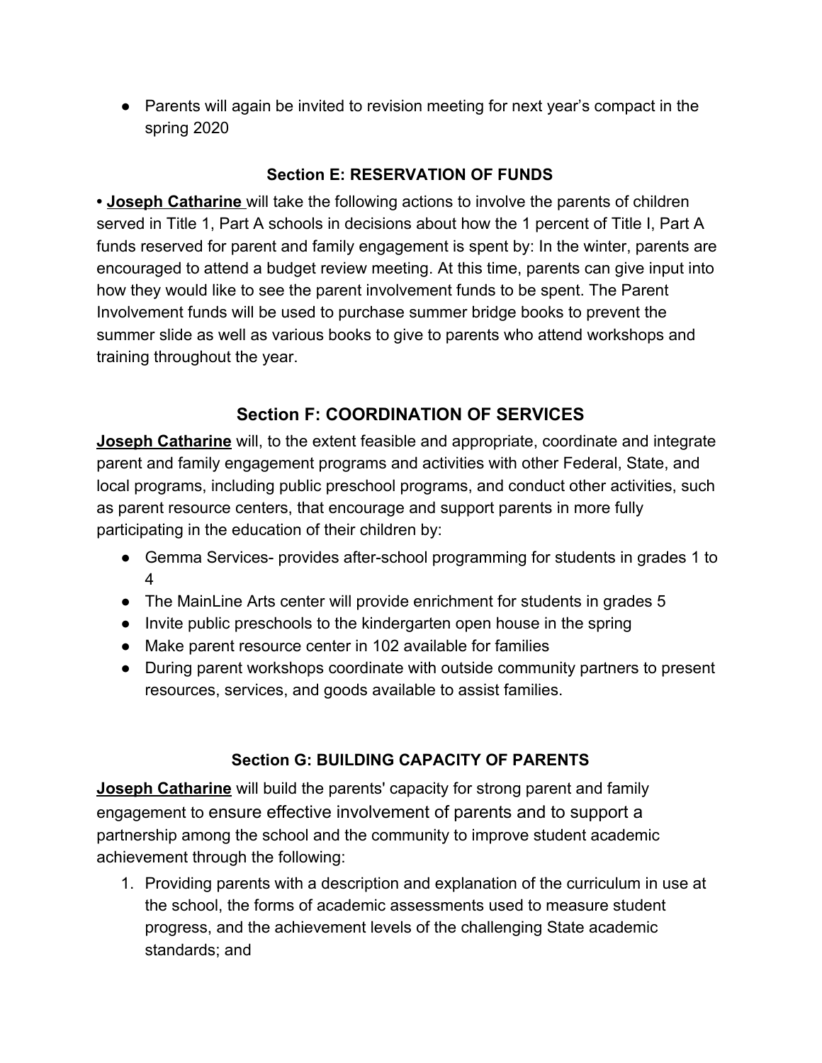- Parents will again be invited to revision meeting for next year's compact in the spring 2020

### Section E: RESERVATION OF FUNDS

• **Joseph Catharine** will take the following actions to involve the parents of children served in Title 1, Part A schools in decisions about how the 1 percent of Title I, Part A funds reserved for parent and family engagement is spent by: In the winter, parents are encouraged to attend a budget review meeting. At this time, parents can give input into how they would like to see the parent involvement funds to be spent. The Parent Involvement funds will be used to purchase summer bridge books to prevent the summer slide as well as various books to give to parents who attend workshops and training throughout the year.

## Section F: COORDINATION OF SERVICES

**Joseph Catharine** will, to the extent feasible and appropriate, coordinate and integrate parent and family engagement programs and activities with other Federal, State, and local programs, including public preschool programs, and conduct other activities, such as parent resource centers, that encourage and support parents in more fully participating in the education of their children by:

- Gemma Services- provides after-school programming for students in grades 1 to 4
- The MainLine Arts center will provide enrichment for students in grades 5
- Invite public preschools to the kindergarten open house in the spring
- Make parent resource center in 102 available for families
- During parent workshops coordinate with outside community partners to present resources, services, and goods available to assist families.

### Section G: BUILDING CAPACITY OF PARENTS

**Joseph Catharine** will build the parents' capacity for strong parent and family engagement to ensure effective involvement of parents and to support a partnership among the school and the community to improve student academic achievement through the following:

1. Providing parents with a description and explanation of the curriculum in use at the school, the forms of academic assessments used to measure student progress, and the achievement levels of the challenging State academic standards; and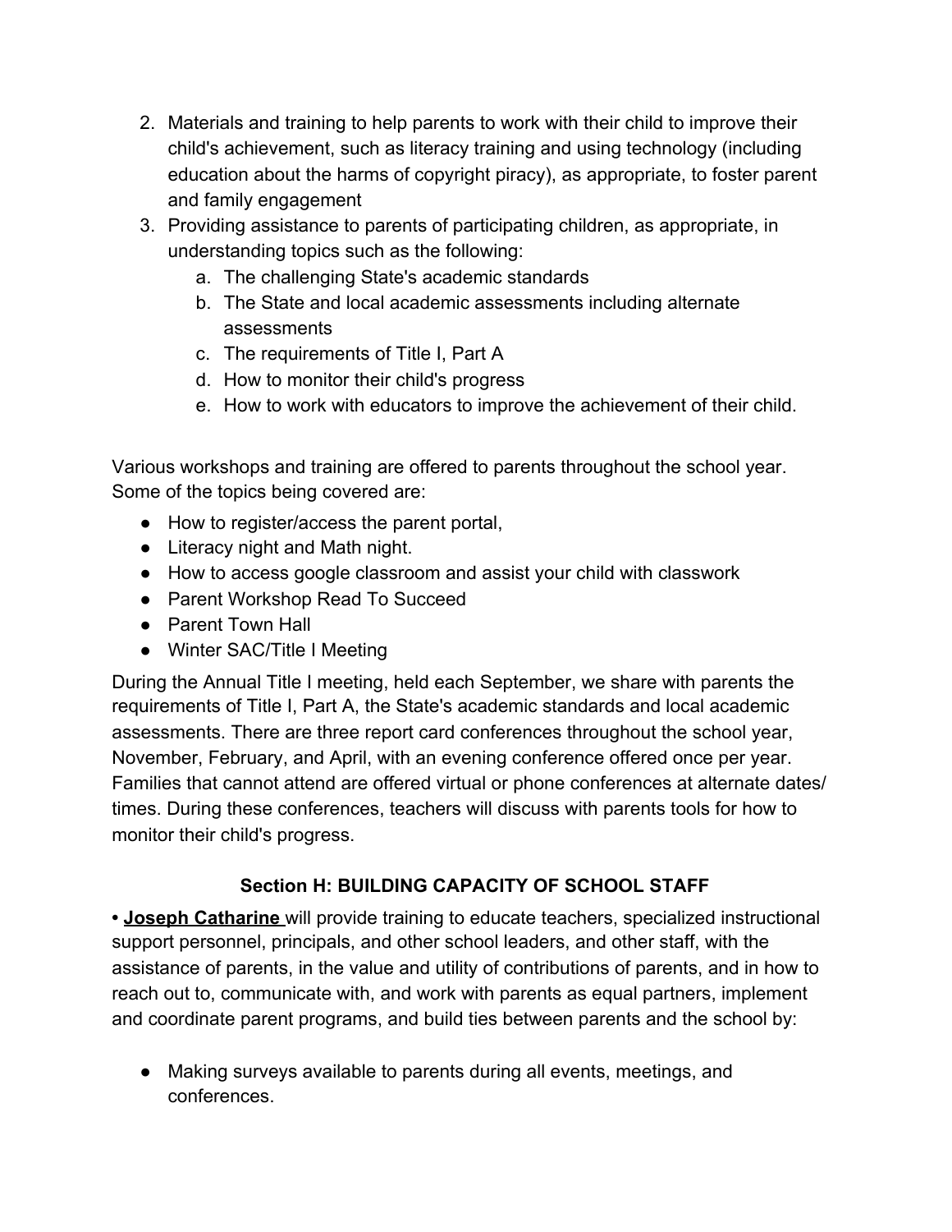2. Materials and training to help parents to work with their child to improve their child's achievement, such as literacy training and using technology (including education about the harms of copyright piracy), as appropriate, to foster parent and family engagement
3. Providing assistance to parents of participating children, as appropriate, in understanding topics such as the following:
    a. The challenging State's academic standards
    b. The State and local academic assessments including alternate assessments
    c. The requirements of Title I, Part A
    d. How to monitor their child's progress
    e. How to work with educators to improve the achievement of their child.

Various workshops and training are offered to parents throughout the school year. Some of the topics being covered are:

- How to register/access the parent portal,
- Literacy night and Math night.
- How to access google classroom and assist your child with classwork
- Parent Workshop Read To Succeed
- Parent Town Hall
- Winter SAC/Title I Meeting

During the Annual Title I meeting, held each September, we share with parents the requirements of Title I, Part A, the State's academic standards and local academic assessments. There are three report card conferences throughout the school year, November, February, and April, with an evening conference offered once per year. Families that cannot attend are offered virtual or phone conferences at alternate dates/ times. During these conferences, teachers will discuss with parents tools for how to monitor their child's progress.

### Section H: BUILDING CAPACITY OF SCHOOL STAFF

**• Joseph Catharine** will provide training to educate teachers, specialized instructional support personnel, principals, and other school leaders, and other staff, with the assistance of parents, in the value and utility of contributions of parents, and in how to reach out to, communicate with, and work with parents as equal partners, implement and coordinate parent programs, and build ties between parents and the school by:

- Making surveys available to parents during all events, meetings, and conferences.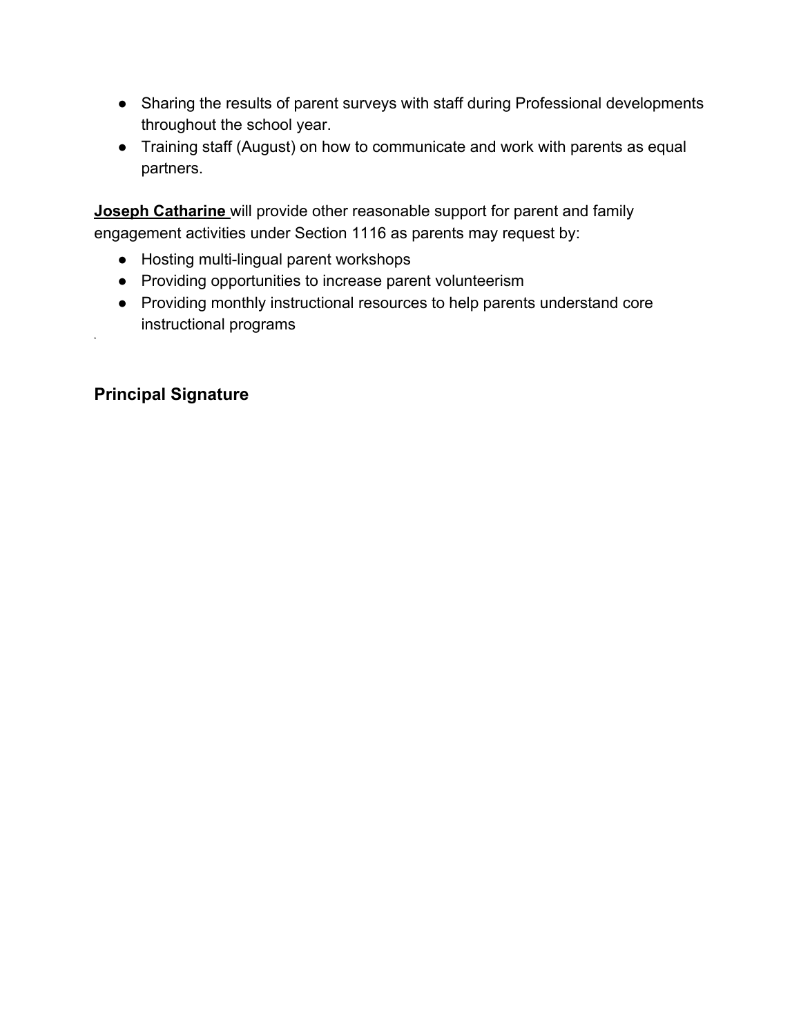- Sharing the results of parent surveys with staff during Professional developments throughout the school year.
- Training staff (August) on how to communicate and work with parents as equal partners.

**Joseph Catharine** will provide other reasonable support for parent and family engagement activities under Section 1116 as parents may request by:

- Hosting multi-lingual parent workshops
- Providing opportunities to increase parent volunteerism
- Providing monthly instructional resources to help parents understand core instructional programs

### Principal Signature